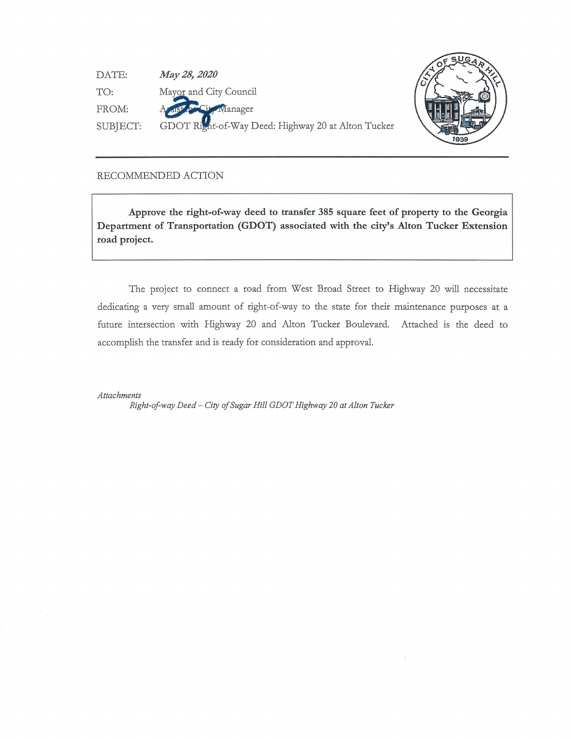DATE: *May 28, 2020*

TO: Mayor and City Council

FROM: Assistant City Manager

SUBJECT: GDOT Right-of-Way Deed: Highway 20 at Alton Tucker

---

RECOMMENDED ACTION

**Approve the right-of-way deed to transfer 385 square feet of property to the Georgia Department of Transportation (GDOT) associated with the city's Alton Tucker Extension road project.**

The project to connect a road from West Broad Street to Highway 20 will necessitate dedicating a very small amount of right-of-way to the state for their maintenance purposes at a future intersection with Highway 20 and Alton Tucker Boulevard. Attached is the deed to accomplish the transfer and is ready for consideration and approval.

*Attachments*

*Right-of-way Deed – City of Sugar Hill GDOT Highway 20 at Alton Tucker*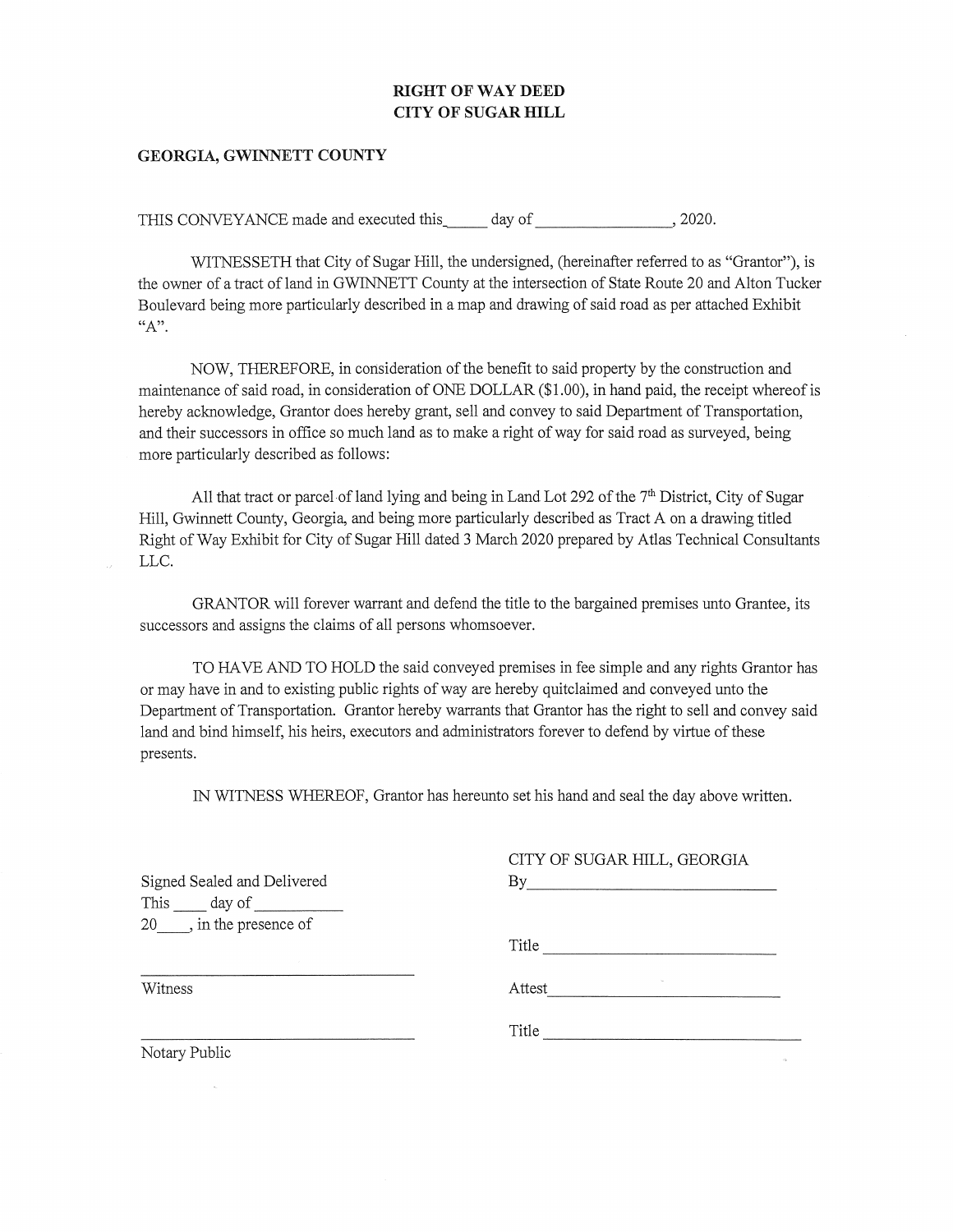# RIGHT OF WAY DEED
# CITY OF SUGAR HILL

**GEORGIA, GWINNETT COUNTY**

THIS CONVEYANCE made and executed this_____ day of ________________, 2020.

WITNESSETH that City of Sugar Hill, the undersigned, (hereinafter referred to as "Grantor"), is the owner of a tract of land in GWINNETT County at the intersection of State Route 20 and Alton Tucker Boulevard being more particularly described in a map and drawing of said road as per attached Exhibit "A".

NOW, THEREFORE, in consideration of the benefit to said property by the construction and maintenance of said road, in consideration of ONE DOLLAR ($1.00), in hand paid, the receipt whereof is hereby acknowledge, Grantor does hereby grant, sell and convey to said Department of Transportation, and their successors in office so much land as to make a right of way for said road as surveyed, being more particularly described as follows:

All that tract or parcel of land lying and being in Land Lot 292 of the 7th District, City of Sugar Hill, Gwinnett County, Georgia, and being more particularly described as Tract A on a drawing titled Right of Way Exhibit for City of Sugar Hill dated 3 March 2020 prepared by Atlas Technical Consultants LLC.

GRANTOR will forever warrant and defend the title to the bargained premises unto Grantee, its successors and assigns the claims of all persons whomsoever.

TO HAVE AND TO HOLD the said conveyed premises in fee simple and any rights Grantor has or may have in and to existing public rights of way are hereby quitclaimed and conveyed unto the Department of Transportation. Grantor hereby warrants that Grantor has the right to sell and convey said land and bind himself, his heirs, executors and administrators forever to defend by virtue of these presents.

IN WITNESS WHEREOF, Grantor has hereunto set his hand and seal the day above written.

CITY OF SUGAR HILL, GEORGIA

By_______________________________

Signed Sealed and Delivered
This ____ day of __________
20____, in the presence of

Title ____________________________

_________________________________
Witness

Attest____________________________

Title ______________________________

_________________________________
Notary Public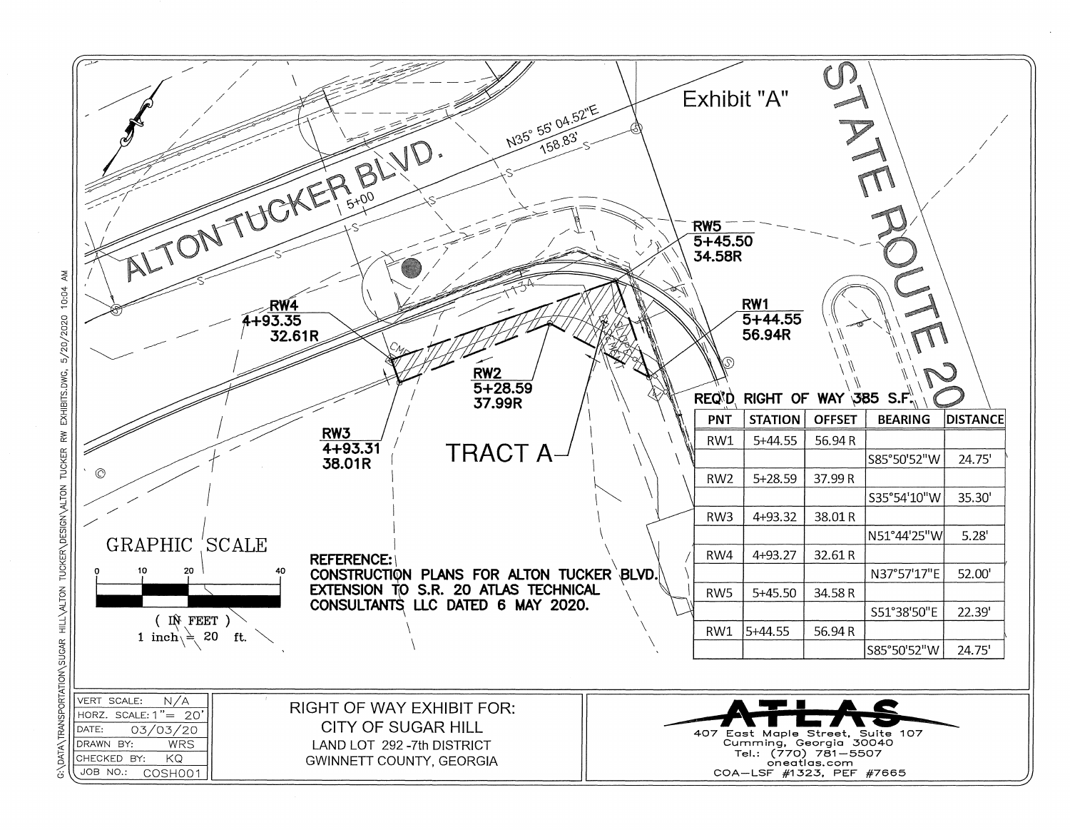Exhibit "A"

ALTON TUCKER BLVD.

STATE ROUTE 20

N35° 55' 04.52"E
158.83'

RW5
5+45.50
34.58R

RW1
5+44.55
56.94R

RW4
4+93.35
32.61R

RW2
5+28.59
37.99R

RW3
4+93.31
38.01R

TRACT A

REQ'D RIGHT OF WAY 385 S.F.

| PNT | STATION | OFFSET | BEARING | DISTANCE |
|---|---|---|---|---|
| RW1 | 5+44.55 | 56.94 R | | |
| | | | S85°50'52"W | 24.75' |
| RW2 | 5+28.59 | 37.99 R | | |
| | | | S35°54'10"W | 35.30' |
| RW3 | 4+93.32 | 38.01 R | | |
| | | | N51°44'25"W | 5.28' |
| RW4 | 4+93.27 | 32.61 R | | |
| | | | N37°57'17"E | 52.00' |
| RW5 | 5+45.50 | 34.58 R | | |
| | | | S51°38'50"E | 22.39' |
| RW1 | 5+44.55 | 56.94 R | | |
| | | | S85°50'52"W | 24.75' |

GRAPHIC SCALE

0 10 20 40

( IN FEET )
1 inch = 20 ft.

**REFERENCE:**
**CONSTRUCTION PLANS FOR ALTON TUCKER BLVD. EXTENSION TO S.R. 20 ATLAS TECHNICAL CONSULTANTS LLC DATED 6 MAY 2020.**

G:\DATA\TRANSPORTATION\SUGAR HILL\ALTON TUCKER\DESIGN\ALTON TUCKER RW EXHIBITS.DWG, 5/20/2020 10:04 AM

| | |
|---|---|
| VERT SCALE: | N/A |
| HORZ. SCALE: | 1"= 20' |
| DATE: | 03/03/20 |
| DRAWN BY: | WRS |
| CHECKED BY: | KQ |
| JOB NO.: | COSH001 |

RIGHT OF WAY EXHIBIT FOR:
CITY OF SUGAR HILL
LAND LOT 292 -7th DISTRICT
GWINNETT COUNTY, GEORGIA

ATLAS
407 East Maple Street, Suite 107
Cumming, Georgia 30040
Tel.: (770) 781-5507
oneatlas.com
COA-LSF #1323, PEF #7665